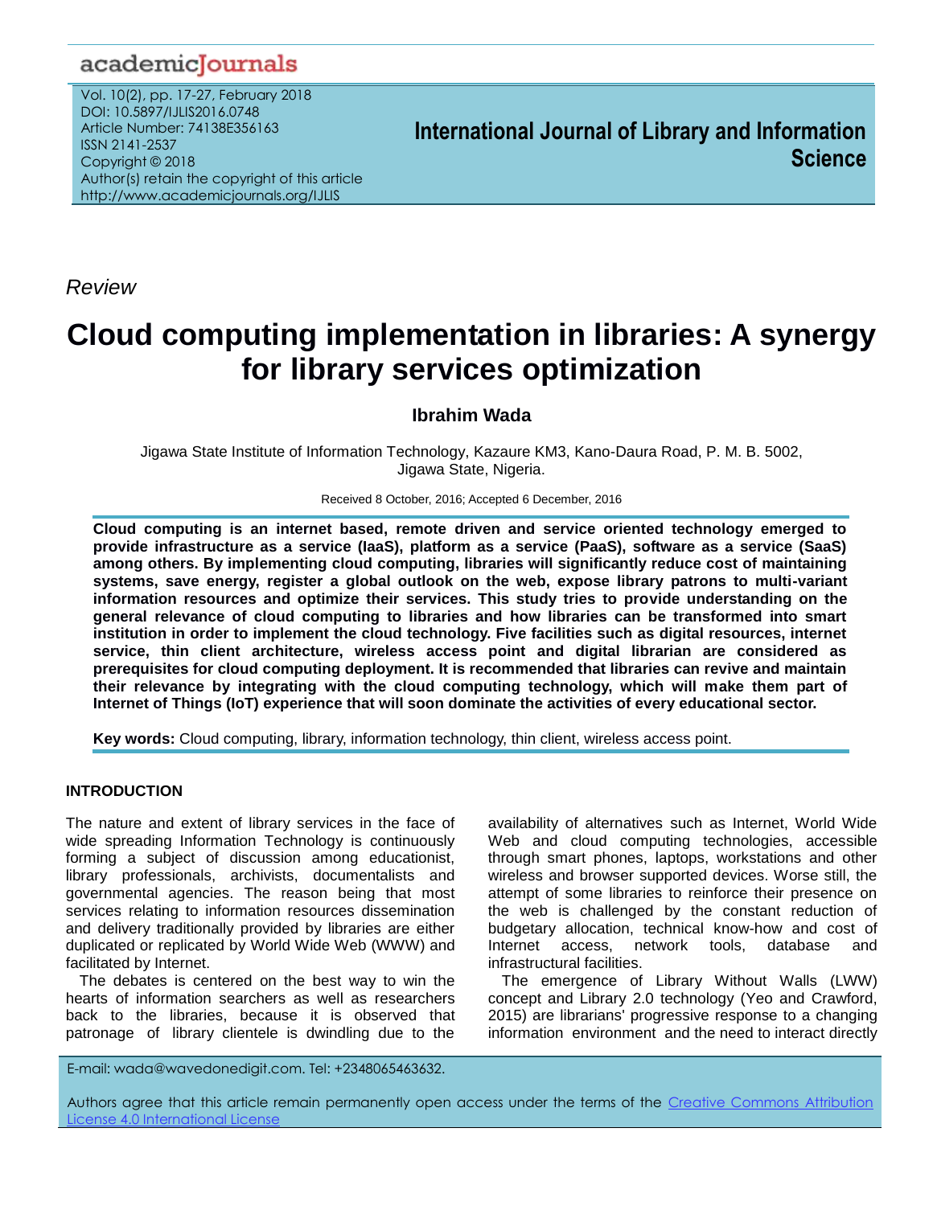*Review*

# Cloud computing implementation in libraries: A synergy for library services optimization

**Ibrahim Wada**

Jigawa State Institute of Information Technology, Kazaure KM3, Kano-Daura Road, P. M. B. 5002, Jigawa State, Nigeria.

Received 8 October, 2016; Accepted 6 December, 2016

**Cloud computing is an internet based, remote driven and service oriented technology emerged to provide infrastructure as a service (IaaS), platform as a service (PaaS), software as a service (SaaS) among others. By implementing cloud computing, libraries will significantly reduce cost of maintaining systems, save energy, register a global outlook on the web, expose library patrons to multi-variant information resources and optimize their services. This study tries to provide understanding on the general relevance of cloud computing to libraries and how libraries can be transformed into smart institution in order to implement the cloud technology. Five facilities such as digital resources, internet service, thin client architecture, wireless access point and digital librarian are considered as prerequisites for cloud computing deployment. It is recommended that libraries can revive and maintain their relevance by integrating with the cloud computing technology, which will make them part of Internet of Things (IoT) experience that will soon dominate the activities of every educational sector.**

**Key words:** Cloud computing, library, information technology, thin client, wireless access point.

## INTRODUCTION

The nature and extent of library services in the face of wide spreading Information Technology is continuously forming a subject of discussion among educationist, library professionals, archivists, documentalists and governmental agencies. The reason being that most services relating to information resources dissemination and delivery traditionally provided by libraries are either duplicated or replicated by World Wide Web (WWW) and facilitated by Internet.

The debates is centered on the best way to win the hearts of information searchers as well as researchers back to the libraries, because it is observed that patronage of library clientele is dwindling due to the availability of alternatives such as Internet, World Wide Web and cloud computing technologies, accessible through smart phones, laptops, workstations and other wireless and browser supported devices. Worse still, the attempt of some libraries to reinforce their presence on the web is challenged by the constant reduction of budgetary allocation, technical know-how and cost of Internet access, network tools, database and infrastructural facilities.

The emergence of Library Without Walls (LWW) concept and Library 2.0 technology (Yeo and Crawford, 2015) are librarians' progressive response to a changing information environment and the need to interact directly

E-mail: wada@wavedonedigit.com. Tel: +2348065463632.

Authors agree that this article remain permanently open access under the terms of the Creative Commons Attribution License 4.0 International License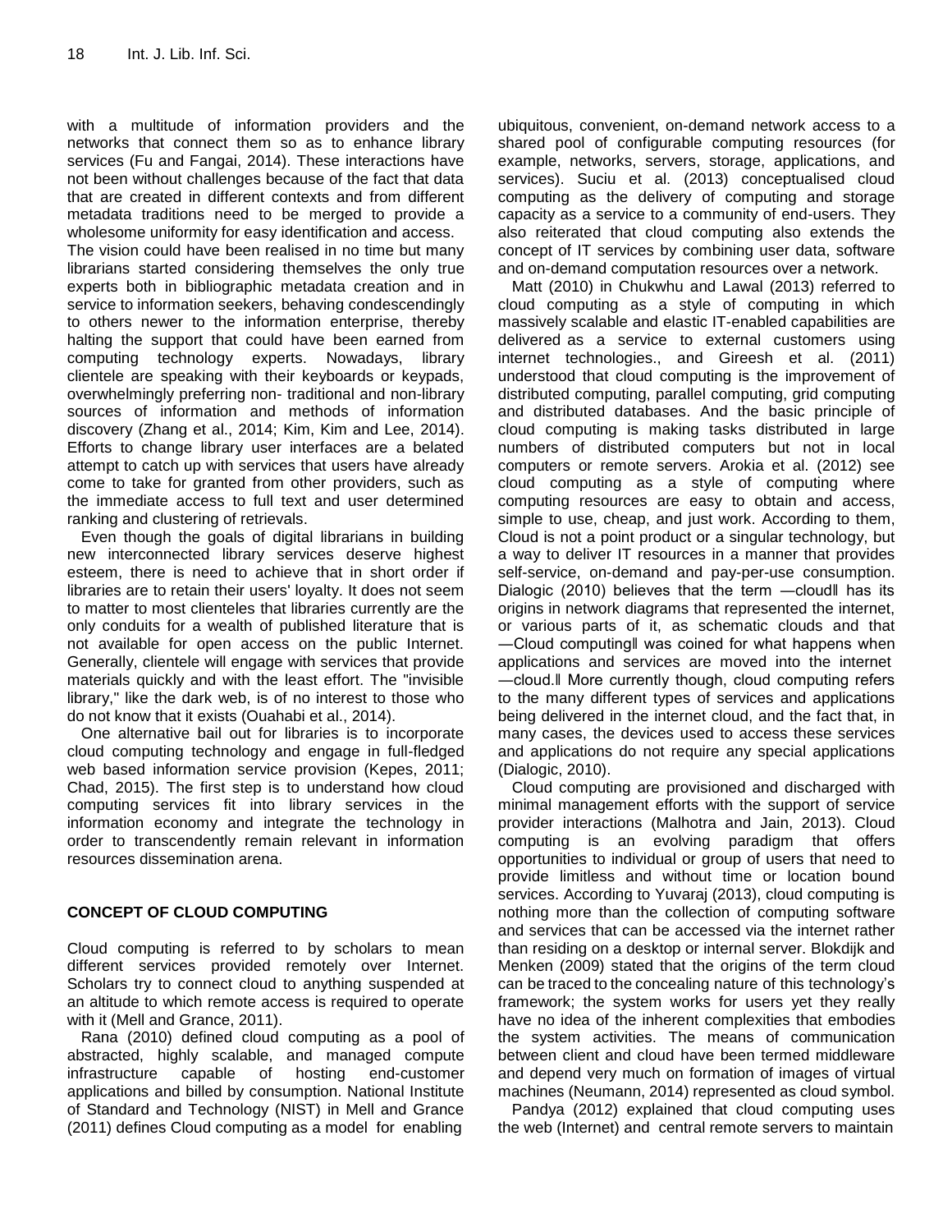with a multitude of information providers and the networks that connect them so as to enhance library services (Fu and Fangai, 2014). These interactions have not been without challenges because of the fact that data that are created in different contexts and from different metadata traditions need to be merged to provide a wholesome uniformity for easy identification and access.

The vision could have been realised in no time but many librarians started considering themselves the only true experts both in bibliographic metadata creation and in service to information seekers, behaving condescendingly to others newer to the information enterprise, thereby halting the support that could have been earned from computing technology experts. Nowadays, library clientele are speaking with their keyboards or keypads, overwhelmingly preferring non- traditional and non-library sources of information and methods of information discovery (Zhang et al., 2014; Kim, Kim and Lee, 2014). Efforts to change library user interfaces are a belated attempt to catch up with services that users have already come to take for granted from other providers, such as the immediate access to full text and user determined ranking and clustering of retrievals.

Even though the goals of digital librarians in building new interconnected library services deserve highest esteem, there is need to achieve that in short order if libraries are to retain their users' loyalty. It does not seem to matter to most clienteles that libraries currently are the only conduits for a wealth of published literature that is not available for open access on the public Internet. Generally, clientele will engage with services that provide materials quickly and with the least effort. The "invisible library," like the dark web, is of no interest to those who do not know that it exists (Ouahabi et al., 2014).

One alternative bail out for libraries is to incorporate cloud computing technology and engage in full-fledged web based information service provision (Kepes, 2011; Chad, 2015). The first step is to understand how cloud computing services fit into library services in the information economy and integrate the technology in order to transcendently remain relevant in information resources dissemination arena.

## CONCEPT OF CLOUD COMPUTING

Cloud computing is referred to by scholars to mean different services provided remotely over Internet. Scholars try to connect cloud to anything suspended at an altitude to which remote access is required to operate with it (Mell and Grance, 2011).

Rana (2010) defined cloud computing as a pool of abstracted, highly scalable, and managed compute infrastructure capable of hosting end-customer applications and billed by consumption. National Institute of Standard and Technology (NIST) in Mell and Grance (2011) defines Cloud computing as a model for enabling ubiquitous, convenient, on-demand network access to a shared pool of configurable computing resources (for example, networks, servers, storage, applications, and services). Suciu et al. (2013) conceptualised cloud computing as the delivery of computing and storage capacity as a service to a community of end-users. They also reiterated that cloud computing also extends the concept of IT services by combining user data, software and on-demand computation resources over a network.

Matt (2010) in Chukwhu and Lawal (2013) referred to cloud computing as a style of computing in which massively scalable and elastic IT-enabled capabilities are delivered as a service to external customers using internet technologies., and Gireesh et al. (2011) understood that cloud computing is the improvement of distributed computing, parallel computing, grid computing and distributed databases. And the basic principle of cloud computing is making tasks distributed in large numbers of distributed computers but not in local computers or remote servers. Arokia et al. (2012) see cloud computing as a style of computing where computing resources are easy to obtain and access, simple to use, cheap, and just work. According to them, Cloud is not a point product or a singular technology, but a way to deliver IT resources in a manner that provides self-service, on-demand and pay-per-use consumption. Dialogic (2010) believes that the term ―cloud‖ has its origins in network diagrams that represented the internet, or various parts of it, as schematic clouds and that ―Cloud computing‖ was coined for what happens when applications and services are moved into the internet ―cloud.‖ More currently though, cloud computing refers to the many different types of services and applications being delivered in the internet cloud, and the fact that, in many cases, the devices used to access these services and applications do not require any special applications (Dialogic, 2010).

Cloud computing are provisioned and discharged with minimal management efforts with the support of service provider interactions (Malhotra and Jain, 2013). Cloud computing is an evolving paradigm that offers opportunities to individual or group of users that need to provide limitless and without time or location bound services. According to Yuvaraj (2013), cloud computing is nothing more than the collection of computing software and services that can be accessed via the internet rather than residing on a desktop or internal server. Blokdijk and Menken (2009) stated that the origins of the term cloud can be traced to the concealing nature of this technology's framework; the system works for users yet they really have no idea of the inherent complexities that embodies the system activities. The means of communication between client and cloud have been termed middleware and depend very much on formation of images of virtual machines (Neumann, 2014) represented as cloud symbol.

Pandya (2012) explained that cloud computing uses the web (Internet) and central remote servers to maintain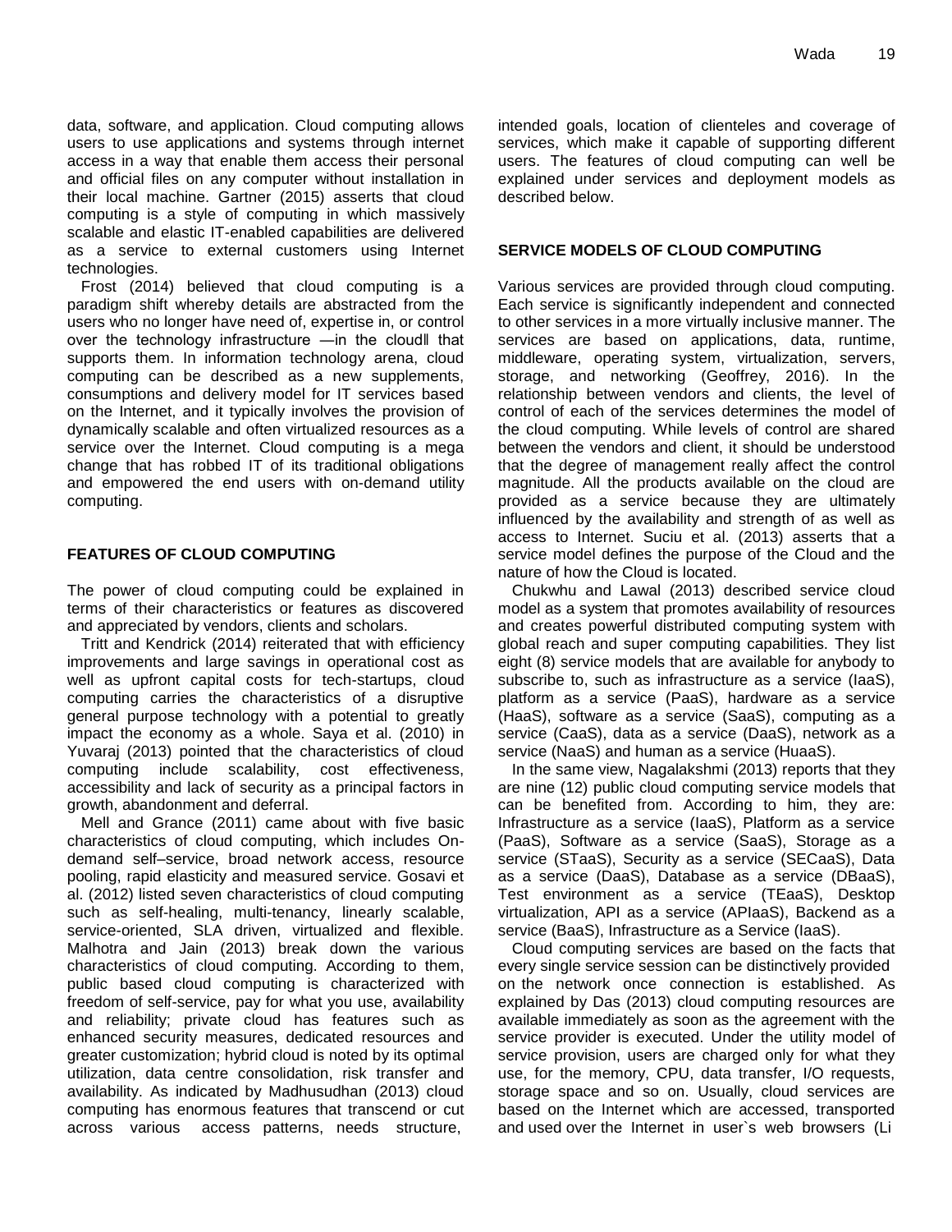data, software, and application. Cloud computing allows users to use applications and systems through internet access in a way that enable them access their personal and official files on any computer without installation in their local machine. Gartner (2015) asserts that cloud computing is a style of computing in which massively scalable and elastic IT-enabled capabilities are delivered as a service to external customers using Internet technologies.

Frost (2014) believed that cloud computing is a paradigm shift whereby details are abstracted from the users who no longer have need of, expertise in, or control over the technology infrastructure ―in the cloud‖ that supports them. In information technology arena, cloud computing can be described as a new supplements, consumptions and delivery model for IT services based on the Internet, and it typically involves the provision of dynamically scalable and often virtualized resources as a service over the Internet. Cloud computing is a mega change that has robbed IT of its traditional obligations and empowered the end users with on-demand utility computing.

## FEATURES OF CLOUD COMPUTING

The power of cloud computing could be explained in terms of their characteristics or features as discovered and appreciated by vendors, clients and scholars.

Tritt and Kendrick (2014) reiterated that with efficiency improvements and large savings in operational cost as well as upfront capital costs for tech-startups, cloud computing carries the characteristics of a disruptive general purpose technology with a potential to greatly impact the economy as a whole. Saya et al. (2010) in Yuvaraj (2013) pointed that the characteristics of cloud computing include scalability, cost effectiveness, accessibility and lack of security as a principal factors in growth, abandonment and deferral.

Mell and Grance (2011) came about with five basic characteristics of cloud computing, which includes On-demand self–service, broad network access, resource pooling, rapid elasticity and measured service. Gosavi et al. (2012) listed seven characteristics of cloud computing such as self-healing, multi-tenancy, linearly scalable, service-oriented, SLA driven, virtualized and flexible. Malhotra and Jain (2013) break down the various characteristics of cloud computing. According to them, public based cloud computing is characterized with freedom of self-service, pay for what you use, availability and reliability; private cloud has features such as enhanced security measures, dedicated resources and greater customization; hybrid cloud is noted by its optimal utilization, data centre consolidation, risk transfer and availability. As indicated by Madhusudhan (2013) cloud computing has enormous features that transcend or cut across various access patterns, needs structure, intended goals, location of clienteles and coverage of services, which make it capable of supporting different users. The features of cloud computing can well be explained under services and deployment models as described below.

## SERVICE MODELS OF CLOUD COMPUTING

Various services are provided through cloud computing. Each service is significantly independent and connected to other services in a more virtually inclusive manner. The services are based on applications, data, runtime, middleware, operating system, virtualization, servers, storage, and networking (Geoffrey, 2016). In the relationship between vendors and clients, the level of control of each of the services determines the model of the cloud computing. While levels of control are shared between the vendors and client, it should be understood that the degree of management really affect the control magnitude. All the products available on the cloud are provided as a service because they are ultimately influenced by the availability and strength of as well as access to Internet. Suciu et al. (2013) asserts that a service model defines the purpose of the Cloud and the nature of how the Cloud is located.

Chukwhu and Lawal (2013) described service cloud model as a system that promotes availability of resources and creates powerful distributed computing system with global reach and super computing capabilities. They list eight (8) service models that are available for anybody to subscribe to, such as infrastructure as a service (IaaS), platform as a service (PaaS), hardware as a service (HaaS), software as a service (SaaS), computing as a service (CaaS), data as a service (DaaS), network as a service (NaaS) and human as a service (HuaaS).

In the same view, Nagalakshmi (2013) reports that they are nine (12) public cloud computing service models that can be benefited from. According to him, they are: Infrastructure as a service (IaaS), Platform as a service (PaaS), Software as a service (SaaS), Storage as a service (STaaS), Security as a service (SECaaS), Data as a service (DaaS), Database as a service (DBaaS), Test environment as a service (TEaaS), Desktop virtualization, API as a service (APIaaS), Backend as a service (BaaS), Infrastructure as a Service (IaaS).

Cloud computing services are based on the facts that every single service session can be distinctively provided on the network once connection is established. As explained by Das (2013) cloud computing resources are available immediately as soon as the agreement with the service provider is executed. Under the utility model of service provision, users are charged only for what they use, for the memory, CPU, data transfer, I/O requests, storage space and so on. Usually, cloud services are based on the Internet which are accessed, transported and used over the Internet in user`s web browsers (Li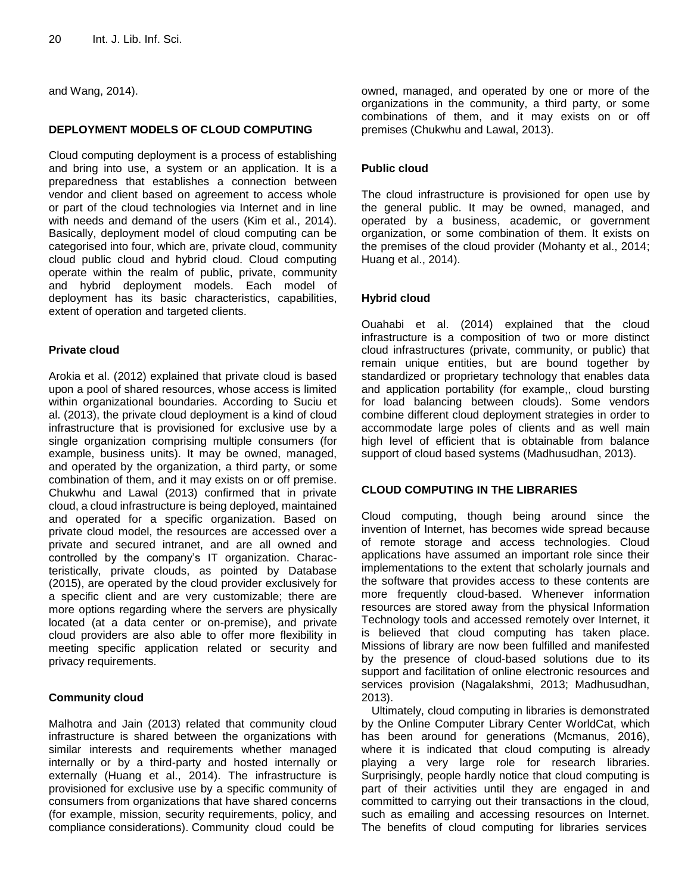and Wang, 2014).

## DEPLOYMENT MODELS OF CLOUD COMPUTING

Cloud computing deployment is a process of establishing and bring into use, a system or an application. It is a preparedness that establishes a connection between vendor and client based on agreement to access whole or part of the cloud technologies via Internet and in line with needs and demand of the users (Kim et al., 2014). Basically, deployment model of cloud computing can be categorised into four, which are, private cloud, community cloud public cloud and hybrid cloud. Cloud computing operate within the realm of public, private, community and hybrid deployment models. Each model of deployment has its basic characteristics, capabilities, extent of operation and targeted clients.

### Private cloud

Arokia et al. (2012) explained that private cloud is based upon a pool of shared resources, whose access is limited within organizational boundaries. According to Suciu et al. (2013), the private cloud deployment is a kind of cloud infrastructure that is provisioned for exclusive use by a single organization comprising multiple consumers (for example, business units). It may be owned, managed, and operated by the organization, a third party, or some combination of them, and it may exists on or off premise. Chukwhu and Lawal (2013) confirmed that in private cloud, a cloud infrastructure is being deployed, maintained and operated for a specific organization. Based on private cloud model, the resources are accessed over a private and secured intranet, and are all owned and controlled by the company's IT organization. Characteristically, private clouds, as pointed by Database (2015), are operated by the cloud provider exclusively for a specific client and are very customizable; there are more options regarding where the servers are physically located (at a data center or on-premise), and private cloud providers are also able to offer more flexibility in meeting specific application related or security and privacy requirements.

### Community cloud

Malhotra and Jain (2013) related that community cloud infrastructure is shared between the organizations with similar interests and requirements whether managed internally or by a third-party and hosted internally or externally (Huang et al., 2014). The infrastructure is provisioned for exclusive use by a specific community of consumers from organizations that have shared concerns (for example, mission, security requirements, policy, and compliance considerations). Community cloud could be owned, managed, and operated by one or more of the organizations in the community, a third party, or some combinations of them, and it may exists on or off premises (Chukwhu and Lawal, 2013).

### Public cloud

The cloud infrastructure is provisioned for open use by the general public. It may be owned, managed, and operated by a business, academic, or government organization, or some combination of them. It exists on the premises of the cloud provider (Mohanty et al., 2014; Huang et al., 2014).

### Hybrid cloud

Ouahabi et al. (2014) explained that the cloud infrastructure is a composition of two or more distinct cloud infrastructures (private, community, or public) that remain unique entities, but are bound together by standardized or proprietary technology that enables data and application portability (for example,, cloud bursting for load balancing between clouds). Some vendors combine different cloud deployment strategies in order to accommodate large poles of clients and as well main high level of efficient that is obtainable from balance support of cloud based systems (Madhusudhan, 2013).

## CLOUD COMPUTING IN THE LIBRARIES

Cloud computing, though being around since the invention of Internet, has becomes wide spread because of remote storage and access technologies. Cloud applications have assumed an important role since their implementations to the extent that scholarly journals and the software that provides access to these contents are more frequently cloud-based. Whenever information resources are stored away from the physical Information Technology tools and accessed remotely over Internet, it is believed that cloud computing has taken place. Missions of library are now been fulfilled and manifested by the presence of cloud-based solutions due to its support and facilitation of online electronic resources and services provision (Nagalakshmi, 2013; Madhusudhan, 2013).

Ultimately, cloud computing in libraries is demonstrated by the Online Computer Library Center WorldCat, which has been around for generations (Mcmanus, 2016), where it is indicated that cloud computing is already playing a very large role for research libraries. Surprisingly, people hardly notice that cloud computing is part of their activities until they are engaged in and committed to carrying out their transactions in the cloud, such as emailing and accessing resources on Internet. The benefits of cloud computing for libraries services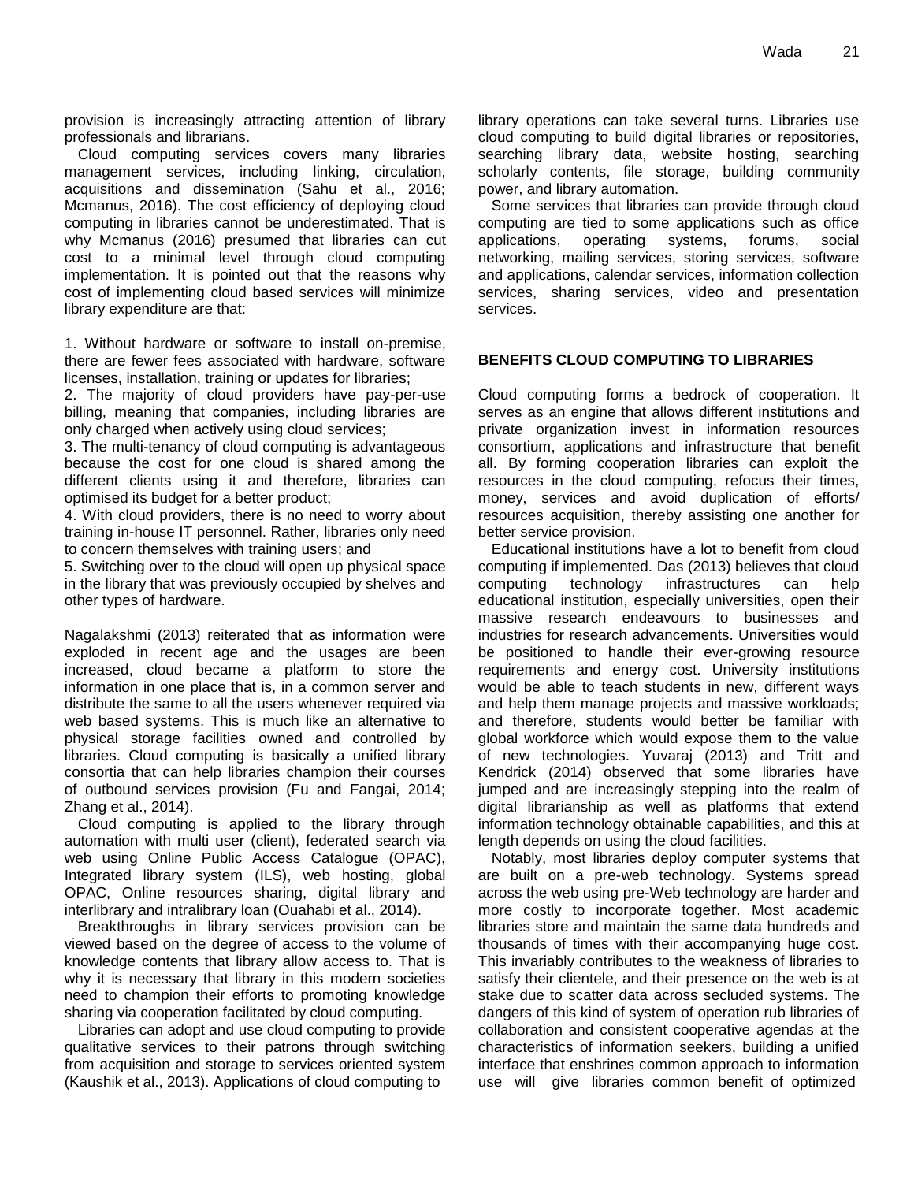provision is increasingly attracting attention of library professionals and librarians.

Cloud computing services covers many libraries management services, including linking, circulation, acquisitions and dissemination (Sahu et al., 2016; Mcmanus, 2016). The cost efficiency of deploying cloud computing in libraries cannot be underestimated. That is why Mcmanus (2016) presumed that libraries can cut cost to a minimal level through cloud computing implementation. It is pointed out that the reasons why cost of implementing cloud based services will minimize library expenditure are that:

1. Without hardware or software to install on-premise, there are fewer fees associated with hardware, software licenses, installation, training or updates for libraries;
2. The majority of cloud providers have pay-per-use billing, meaning that companies, including libraries are only charged when actively using cloud services;
3. The multi-tenancy of cloud computing is advantageous because the cost for one cloud is shared among the different clients using it and therefore, libraries can optimised its budget for a better product;
4. With cloud providers, there is no need to worry about training in-house IT personnel. Rather, libraries only need to concern themselves with training users; and
5. Switching over to the cloud will open up physical space in the library that was previously occupied by shelves and other types of hardware.

Nagalakshmi (2013) reiterated that as information were exploded in recent age and the usages are been increased, cloud became a platform to store the information in one place that is, in a common server and distribute the same to all the users whenever required via web based systems. This is much like an alternative to physical storage facilities owned and controlled by libraries. Cloud computing is basically a unified library consortia that can help libraries champion their courses of outbound services provision (Fu and Fangai, 2014; Zhang et al., 2014).

Cloud computing is applied to the library through automation with multi user (client), federated search via web using Online Public Access Catalogue (OPAC), Integrated library system (ILS), web hosting, global OPAC, Online resources sharing, digital library and interlibrary and intralibrary loan (Ouahabi et al., 2014).

Breakthroughs in library services provision can be viewed based on the degree of access to the volume of knowledge contents that library allow access to. That is why it is necessary that library in this modern societies need to champion their efforts to promoting knowledge sharing via cooperation facilitated by cloud computing.

Libraries can adopt and use cloud computing to provide qualitative services to their patrons through switching from acquisition and storage to services oriented system (Kaushik et al., 2013). Applications of cloud computing to library operations can take several turns. Libraries use cloud computing to build digital libraries or repositories, searching library data, website hosting, searching scholarly contents, file storage, building community power, and library automation.

Some services that libraries can provide through cloud computing are tied to some applications such as office applications, operating systems, forums, social networking, mailing services, storing services, software and applications, calendar services, information collection services, sharing services, video and presentation services.

## BENEFITS CLOUD COMPUTING TO LIBRARIES

Cloud computing forms a bedrock of cooperation. It serves as an engine that allows different institutions and private organization invest in information resources consortium, applications and infrastructure that benefit all. By forming cooperation libraries can exploit the resources in the cloud computing, refocus their times, money, services and avoid duplication of efforts/ resources acquisition, thereby assisting one another for better service provision.

Educational institutions have a lot to benefit from cloud computing if implemented. Das (2013) believes that cloud computing technology infrastructures can help educational institution, especially universities, open their massive research endeavours to businesses and industries for research advancements. Universities would be positioned to handle their ever-growing resource requirements and energy cost. University institutions would be able to teach students in new, different ways and help them manage projects and massive workloads; and therefore, students would better be familiar with global workforce which would expose them to the value of new technologies. Yuvaraj (2013) and Tritt and Kendrick (2014) observed that some libraries have jumped and are increasingly stepping into the realm of digital librarianship as well as platforms that extend information technology obtainable capabilities, and this at length depends on using the cloud facilities.

Notably, most libraries deploy computer systems that are built on a pre-web technology. Systems spread across the web using pre-Web technology are harder and more costly to incorporate together. Most academic libraries store and maintain the same data hundreds and thousands of times with their accompanying huge cost. This invariably contributes to the weakness of libraries to satisfy their clientele, and their presence on the web is at stake due to scatter data across secluded systems. The dangers of this kind of system of operation rub libraries of collaboration and consistent cooperative agendas at the characteristics of information seekers, building a unified interface that enshrines common approach to information use will give libraries common benefit of optimized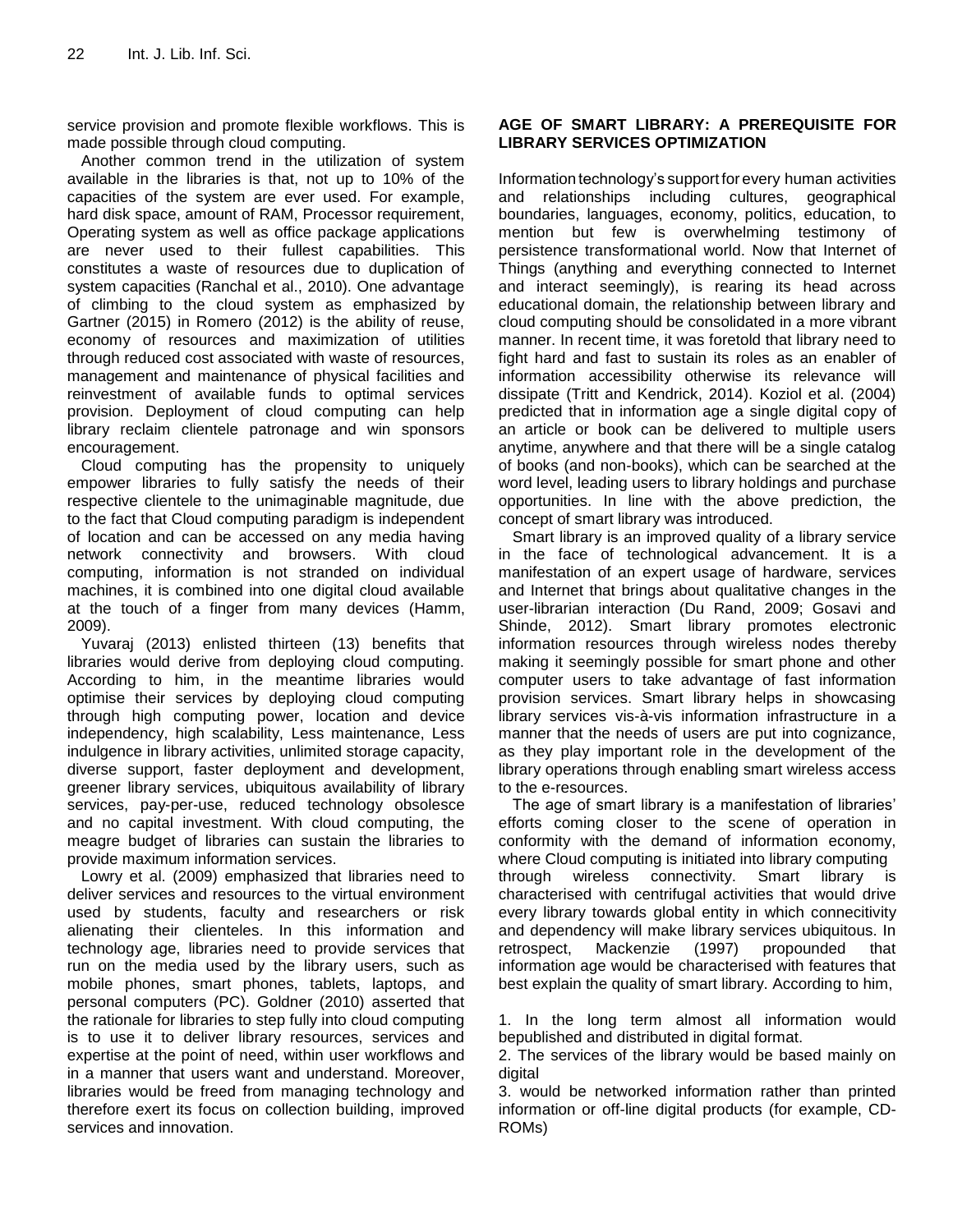service provision and promote flexible workflows. This is made possible through cloud computing.

Another common trend in the utilization of system available in the libraries is that, not up to 10% of the capacities of the system are ever used. For example, hard disk space, amount of RAM, Processor requirement, Operating system as well as office package applications are never used to their fullest capabilities. This constitutes a waste of resources due to duplication of system capacities (Ranchal et al., 2010). One advantage of climbing to the cloud system as emphasized by Gartner (2015) in Romero (2012) is the ability of reuse, economy of resources and maximization of utilities through reduced cost associated with waste of resources, management and maintenance of physical facilities and reinvestment of available funds to optimal services provision. Deployment of cloud computing can help library reclaim clientele patronage and win sponsors encouragement.

Cloud computing has the propensity to uniquely empower libraries to fully satisfy the needs of their respective clientele to the unimaginable magnitude, due to the fact that Cloud computing paradigm is independent of location and can be accessed on any media having network connectivity and browsers. With cloud computing, information is not stranded on individual machines, it is combined into one digital cloud available at the touch of a finger from many devices (Hamm, 2009).

Yuvaraj (2013) enlisted thirteen (13) benefits that libraries would derive from deploying cloud computing. According to him, in the meantime libraries would optimise their services by deploying cloud computing through high computing power, location and device independency, high scalability, Less maintenance, Less indulgence in library activities, unlimited storage capacity, diverse support, faster deployment and development, greener library services, ubiquitous availability of library services, pay-per-use, reduced technology obsolesce and no capital investment. With cloud computing, the meagre budget of libraries can sustain the libraries to provide maximum information services.

Lowry et al. (2009) emphasized that libraries need to deliver services and resources to the virtual environment used by students, faculty and researchers or risk alienating their clienteles. In this information and technology age, libraries need to provide services that run on the media used by the library users, such as mobile phones, smart phones, tablets, laptops, and personal computers (PC). Goldner (2010) asserted that the rationale for libraries to step fully into cloud computing is to use it to deliver library resources, services and expertise at the point of need, within user workflows and in a manner that users want and understand. Moreover, libraries would be freed from managing technology and therefore exert its focus on collection building, improved services and innovation.

## AGE OF SMART LIBRARY: A PREREQUISITE FOR LIBRARY SERVICES OPTIMIZATION

Information technology's support for every human activities and relationships including cultures, geographical boundaries, languages, economy, politics, education, to mention but few is overwhelming testimony of persistence transformational world. Now that Internet of Things (anything and everything connected to Internet and interact seemingly), is rearing its head across educational domain, the relationship between library and cloud computing should be consolidated in a more vibrant manner. In recent time, it was foretold that library need to fight hard and fast to sustain its roles as an enabler of information accessibility otherwise its relevance will dissipate (Tritt and Kendrick, 2014). Koziol et al. (2004) predicted that in information age a single digital copy of an article or book can be delivered to multiple users anytime, anywhere and that there will be a single catalog of books (and non-books), which can be searched at the word level, leading users to library holdings and purchase opportunities. In line with the above prediction, the concept of smart library was introduced.

Smart library is an improved quality of a library service in the face of technological advancement. It is a manifestation of an expert usage of hardware, services and Internet that brings about qualitative changes in the user-librarian interaction (Du Rand, 2009; Gosavi and Shinde, 2012). Smart library promotes electronic information resources through wireless nodes thereby making it seemingly possible for smart phone and other computer users to take advantage of fast information provision services. Smart library helps in showcasing library services vis-à-vis information infrastructure in a manner that the needs of users are put into cognizance, as they play important role in the development of the library operations through enabling smart wireless access to the e-resources.

The age of smart library is a manifestation of libraries' efforts coming closer to the scene of operation in conformity with the demand of information economy, where Cloud computing is initiated into library computing through wireless connectivity. Smart library is characterised with centrifugal activities that would drive every library towards global entity in which connecitivity and dependency will make library services ubiquitous. In retrospect, Mackenzie (1997) propounded that information age would be characterised with features that best explain the quality of smart library. According to him,

1. In the long term almost all information would bepublished and distributed in digital format.
2. The services of the library would be based mainly on digital
3. would be networked information rather than printed information or off-line digital products (for example, CD-ROMs)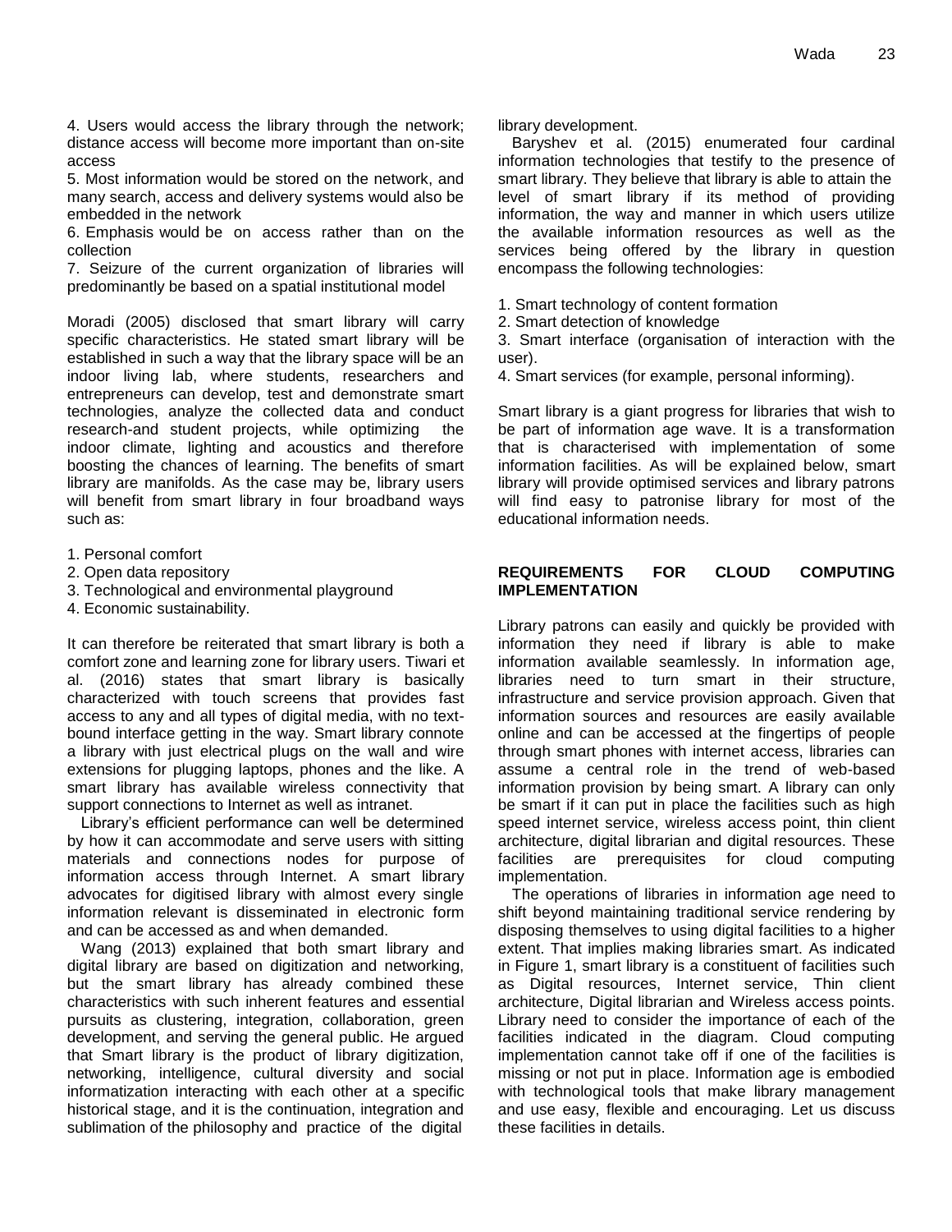4. Users would access the library through the network; distance access will become more important than on-site access
5. Most information would be stored on the network, and many search, access and delivery systems would also be embedded in the network
6. Emphasis would be on access rather than on the collection
7. Seizure of the current organization of libraries will predominantly be based on a spatial institutional model

Moradi (2005) disclosed that smart library will carry specific characteristics. He stated smart library will be established in such a way that the library space will be an indoor living lab, where students, researchers and entrepreneurs can develop, test and demonstrate smart technologies, analyze the collected data and conduct research-and student projects, while optimizing the indoor climate, lighting and acoustics and therefore boosting the chances of learning. The benefits of smart library are manifolds. As the case may be, library users will benefit from smart library in four broadband ways such as:

1. Personal comfort
2. Open data repository
3. Technological and environmental playground
4. Economic sustainability.

It can therefore be reiterated that smart library is both a comfort zone and learning zone for library users. Tiwari et al. (2016) states that smart library is basically characterized with touch screens that provides fast access to any and all types of digital media, with no text-bound interface getting in the way. Smart library connote a library with just electrical plugs on the wall and wire extensions for plugging laptops, phones and the like. A smart library has available wireless connectivity that support connections to Internet as well as intranet.

Library's efficient performance can well be determined by how it can accommodate and serve users with sitting materials and connections nodes for purpose of information access through Internet. A smart library advocates for digitised library with almost every single information relevant is disseminated in electronic form and can be accessed as and when demanded.

Wang (2013) explained that both smart library and digital library are based on digitization and networking, but the smart library has already combined these characteristics with such inherent features and essential pursuits as clustering, integration, collaboration, green development, and serving the general public. He argued that Smart library is the product of library digitization, networking, intelligence, cultural diversity and social informatization interacting with each other at a specific historical stage, and it is the continuation, integration and sublimation of the philosophy and practice of the digital library development.

Baryshev et al. (2015) enumerated four cardinal information technologies that testify to the presence of smart library. They believe that library is able to attain the level of smart library if its method of providing information, the way and manner in which users utilize the available information resources as well as the services being offered by the library in question encompass the following technologies:

1. Smart technology of content formation
2. Smart detection of knowledge
3. Smart interface (organisation of interaction with the user).
4. Smart services (for example, personal informing).

Smart library is a giant progress for libraries that wish to be part of information age wave. It is a transformation that is characterised with implementation of some information facilities. As will be explained below, smart library will provide optimised services and library patrons will find easy to patronise library for most of the educational information needs.

## REQUIREMENTS FOR CLOUD COMPUTING IMPLEMENTATION

Library patrons can easily and quickly be provided with information they need if library is able to make information available seamlessly. In information age, libraries need to turn smart in their structure, infrastructure and service provision approach. Given that information sources and resources are easily available online and can be accessed at the fingertips of people through smart phones with internet access, libraries can assume a central role in the trend of web-based information provision by being smart. A library can only be smart if it can put in place the facilities such as high speed internet service, wireless access point, thin client architecture, digital librarian and digital resources. These facilities are prerequisites for cloud computing implementation.

The operations of libraries in information age need to shift beyond maintaining traditional service rendering by disposing themselves to using digital facilities to a higher extent. That implies making libraries smart. As indicated in Figure 1, smart library is a constituent of facilities such as Digital resources, Internet service, Thin client architecture, Digital librarian and Wireless access points. Library need to consider the importance of each of the facilities indicated in the diagram. Cloud computing implementation cannot take off if one of the facilities is missing or not put in place. Information age is embodied with technological tools that make library management and use easy, flexible and encouraging. Let us discuss these facilities in details.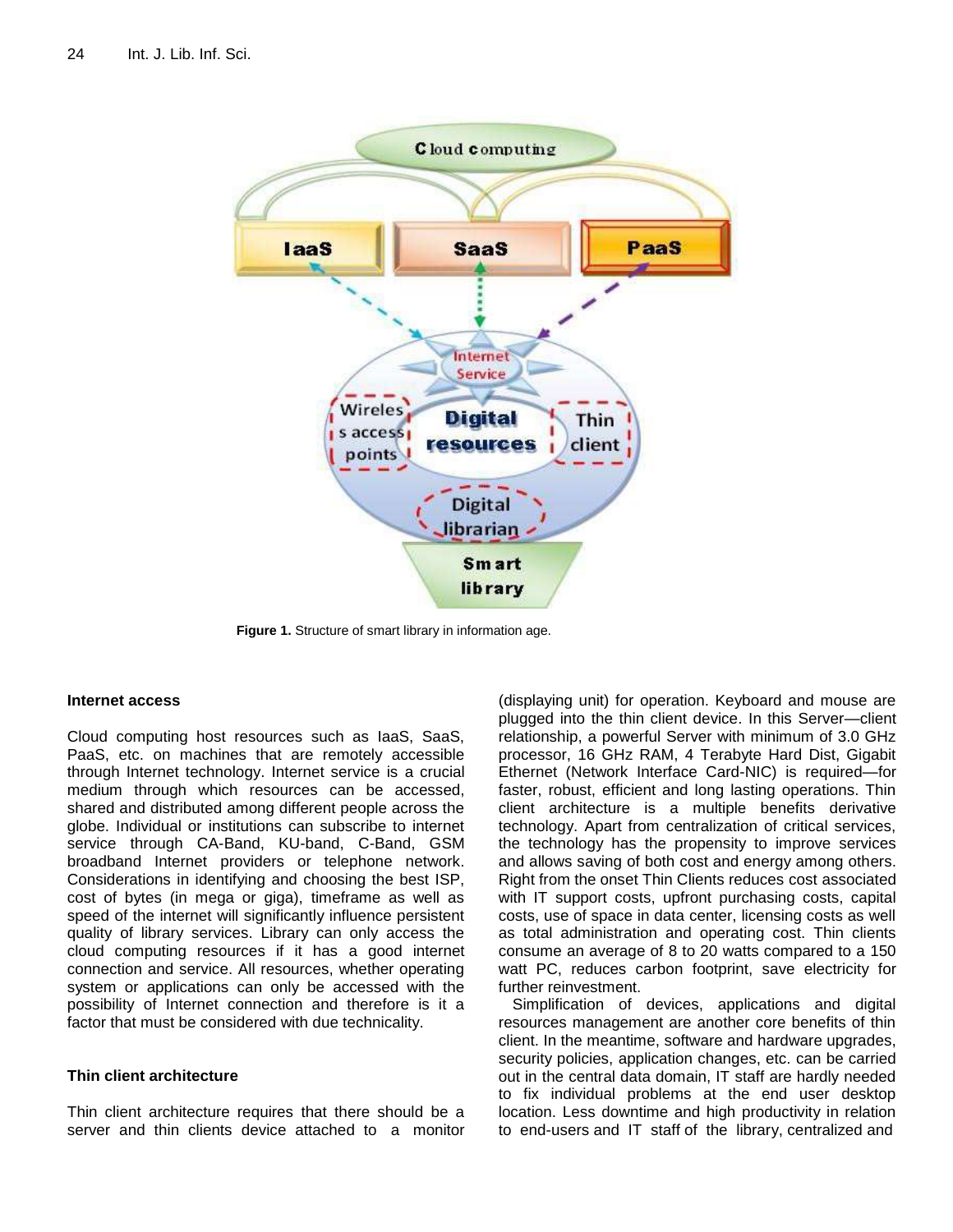Figure 1. Structure of smart library in information age.

### Internet access

Cloud computing host resources such as IaaS, SaaS, PaaS, etc. on machines that are remotely accessible through Internet technology. Internet service is a crucial medium through which resources can be accessed, shared and distributed among different people across the globe. Individual or institutions can subscribe to internet service through CA-Band, KU-band, C-Band, GSM broadband Internet providers or telephone network. Considerations in identifying and choosing the best ISP, cost of bytes (in mega or giga), timeframe as well as speed of the internet will significantly influence persistent quality of library services. Library can only access the cloud computing resources if it has a good internet connection and service. All resources, whether operating system or applications can only be accessed with the possibility of Internet connection and therefore is it a factor that must be considered with due technicality.

### Thin client architecture

Thin client architecture requires that there should be a server and thin clients device attached to a monitor (displaying unit) for operation. Keyboard and mouse are plugged into the thin client device. In this Server—client relationship, a powerful Server with minimum of 3.0 GHz processor, 16 GHz RAM, 4 Terabyte Hard Dist, Gigabit Ethernet (Network Interface Card-NIC) is required—for faster, robust, efficient and long lasting operations. Thin client architecture is a multiple benefits derivative technology. Apart from centralization of critical services, the technology has the propensity to improve services and allows saving of both cost and energy among others. Right from the onset Thin Clients reduces cost associated with IT support costs, upfront purchasing costs, capital costs, use of space in data center, licensing costs as well as total administration and operating cost. Thin clients consume an average of 8 to 20 watts compared to a 150 watt PC, reduces carbon footprint, save electricity for further reinvestment.

Simplification of devices, applications and digital resources management are another core benefits of thin client. In the meantime, software and hardware upgrades, security policies, application changes, etc. can be carried out in the central data domain, IT staff are hardly needed to fix individual problems at the end user desktop location. Less downtime and high productivity in relation to end-users and IT staff of the library, centralized and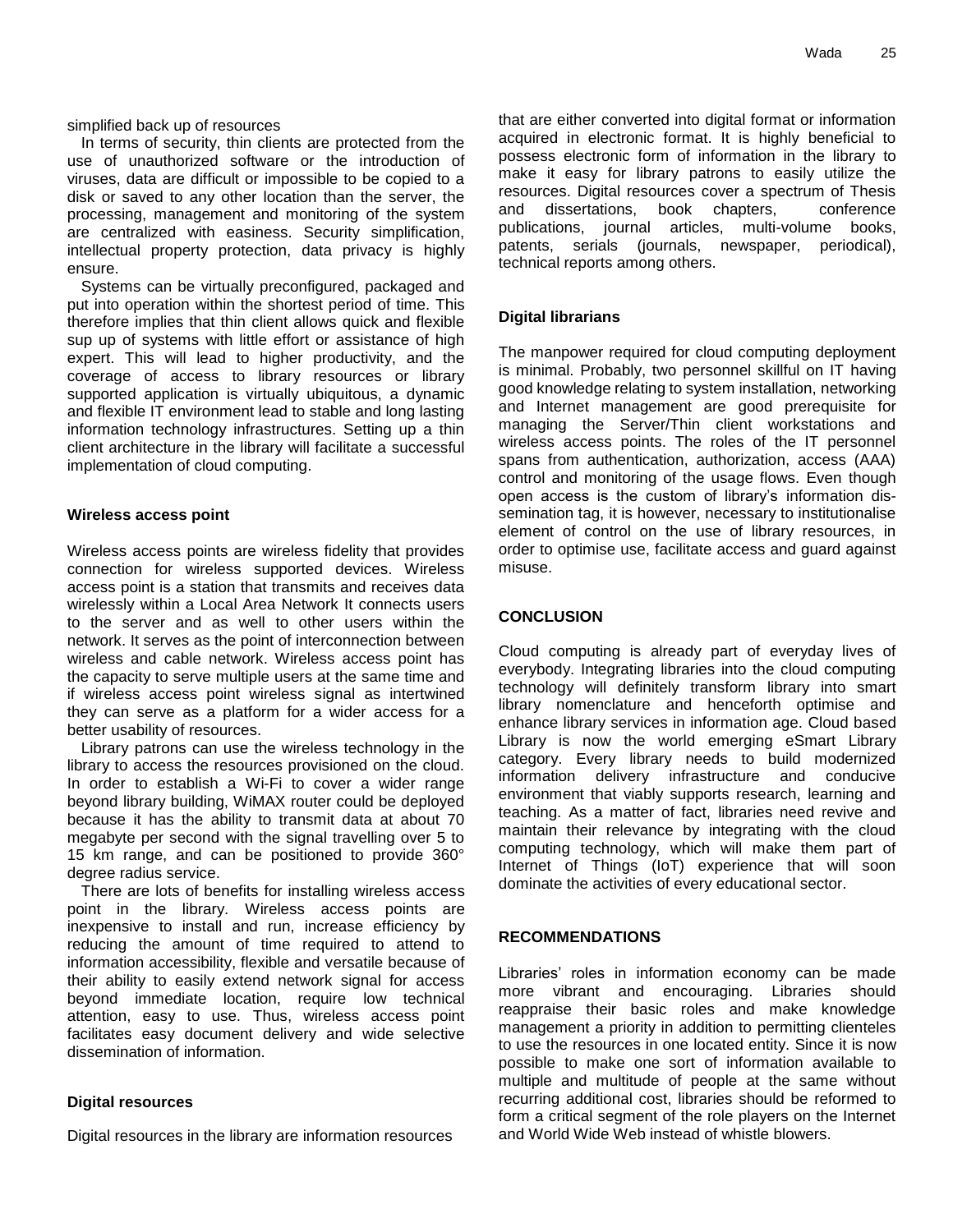simplified back up of resources

In terms of security, thin clients are protected from the use of unauthorized software or the introduction of viruses, data are difficult or impossible to be copied to a disk or saved to any other location than the server, the processing, management and monitoring of the system are centralized with easiness. Security simplification, intellectual property protection, data privacy is highly ensure.

Systems can be virtually preconfigured, packaged and put into operation within the shortest period of time. This therefore implies that thin client allows quick and flexible sup up of systems with little effort or assistance of high expert. This will lead to higher productivity, and the coverage of access to library resources or library supported application is virtually ubiquitous, a dynamic and flexible IT environment lead to stable and long lasting information technology infrastructures. Setting up a thin client architecture in the library will facilitate a successful implementation of cloud computing.

### Wireless access point

Wireless access points are wireless fidelity that provides connection for wireless supported devices. Wireless access point is a station that transmits and receives data wirelessly within a Local Area Network It connects users to the server and as well to other users within the network. It serves as the point of interconnection between wireless and cable network. Wireless access point has the capacity to serve multiple users at the same time and if wireless access point wireless signal as intertwined they can serve as a platform for a wider access for a better usability of resources.

Library patrons can use the wireless technology in the library to access the resources provisioned on the cloud. In order to establish a Wi-Fi to cover a wider range beyond library building, WiMAX router could be deployed because it has the ability to transmit data at about 70 megabyte per second with the signal travelling over 5 to 15 km range, and can be positioned to provide 360° degree radius service.

There are lots of benefits for installing wireless access point in the library. Wireless access points are inexpensive to install and run, increase efficiency by reducing the amount of time required to attend to information accessibility, flexible and versatile because of their ability to easily extend network signal for access beyond immediate location, require low technical attention, easy to use. Thus, wireless access point facilitates easy document delivery and wide selective dissemination of information.

### Digital resources

Digital resources in the library are information resources that are either converted into digital format or information acquired in electronic format. It is highly beneficial to possess electronic form of information in the library to make it easy for library patrons to easily utilize the resources. Digital resources cover a spectrum of Thesis and dissertations, book chapters, conference publications, journal articles, multi-volume books, patents, serials (journals, newspaper, periodical), technical reports among others.

### Digital librarians

The manpower required for cloud computing deployment is minimal. Probably, two personnel skillful on IT having good knowledge relating to system installation, networking and Internet management are good prerequisite for managing the Server/Thin client workstations and wireless access points. The roles of the IT personnel spans from authentication, authorization, access (AAA) control and monitoring of the usage flows. Even though open access is the custom of library's information dissemination tag, it is however, necessary to institutionalise element of control on the use of library resources, in order to optimise use, facilitate access and guard against misuse.

## CONCLUSION

Cloud computing is already part of everyday lives of everybody. Integrating libraries into the cloud computing technology will definitely transform library into smart library nomenclature and henceforth optimise and enhance library services in information age. Cloud based Library is now the world emerging eSmart Library category. Every library needs to build modernized information delivery infrastructure and conducive environment that viably supports research, learning and teaching. As a matter of fact, libraries need revive and maintain their relevance by integrating with the cloud computing technology, which will make them part of Internet of Things (IoT) experience that will soon dominate the activities of every educational sector.

## RECOMMENDATIONS

Libraries' roles in information economy can be made more vibrant and encouraging. Libraries should reappraise their basic roles and make knowledge management a priority in addition to permitting clienteles to use the resources in one located entity. Since it is now possible to make one sort of information available to multiple and multitude of people at the same without recurring additional cost, libraries should be reformed to form a critical segment of the role players on the Internet and World Wide Web instead of whistle blowers.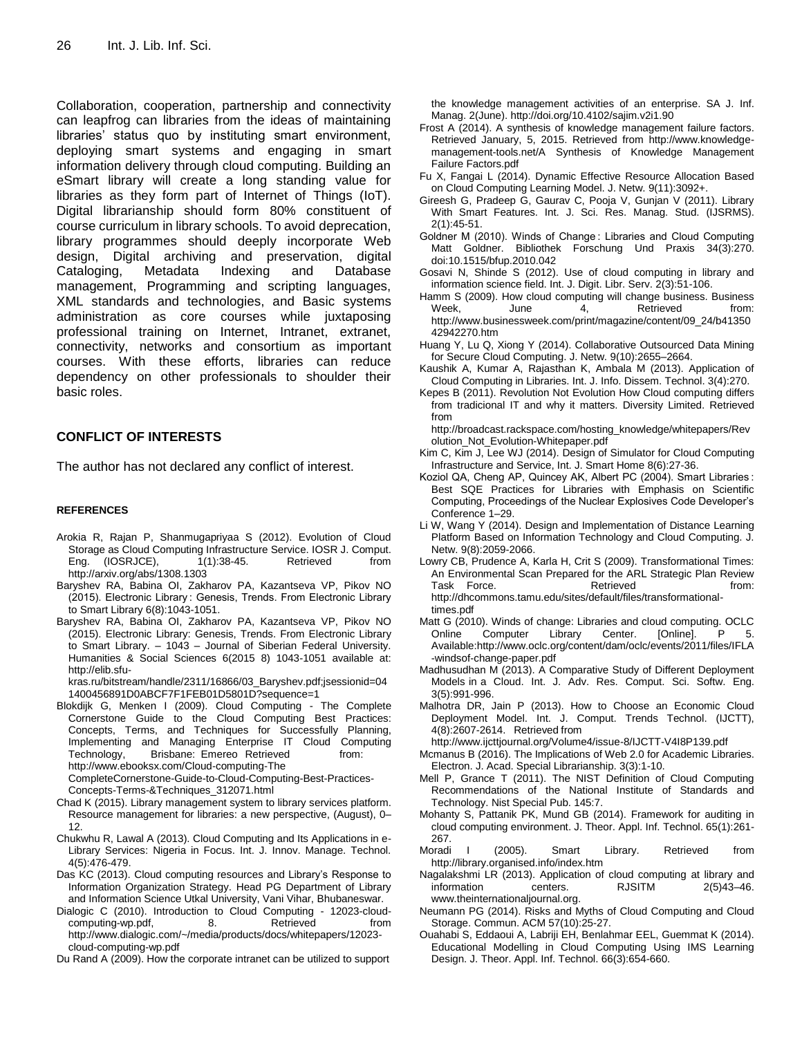Collaboration, cooperation, partnership and connectivity can leapfrog can libraries from the ideas of maintaining libraries' status quo by instituting smart environment, deploying smart systems and engaging in smart information delivery through cloud computing. Building an eSmart library will create a long standing value for libraries as they form part of Internet of Things (IoT). Digital librarianship should form 80% constituent of course curriculum in library schools. To avoid deprecation, library programmes should deeply incorporate Web design, Digital archiving and preservation, digital Cataloging, Metadata Indexing and Database management, Programming and scripting languages, XML standards and technologies, and Basic systems administration as core courses while juxtaposing professional training on Internet, Intranet, extranet, connectivity, networks and consortium as important courses. With these efforts, libraries can reduce dependency on other professionals to shoulder their basic roles.

## CONFLICT OF INTERESTS

The author has not declared any conflict of interest.

### REFERENCES

Arokia R, Rajan P, Shanmugapriyaa S (2012). Evolution of Cloud Storage as Cloud Computing Infrastructure Service. IOSR J. Comput. Eng. (IOSRJCE), 1(1):38-45. Retrieved from http://arxiv.org/abs/1308.1303

Baryshev RA, Babina OI, Zakharov PA, Kazantseva VP, Pikov NO (2015). Electronic Library : Genesis, Trends. From Electronic Library to Smart Library 6(8):1043-1051.

Baryshev RA, Babina OI, Zakharov PA, Kazantseva VP, Pikov NO (2015). Electronic Library: Genesis, Trends. From Electronic Library to Smart Library. – 1043 – Journal of Siberian Federal University. Humanities & Social Sciences 6(2015 8) 1043-1051 available at: http://elib.sfu-kras.ru/bitstream/handle/2311/16866/03_Baryshev.pdf;jsessionid=041400456891D0ABCF7F1FEB01D5801D?sequence=1

Blokdijk G, Menken I (2009). Cloud Computing - The Complete Cornerstone Guide to the Cloud Computing Best Practices: Concepts, Terms, and Techniques for Successfully Planning, Implementing and Managing Enterprise IT Cloud Computing Technology, Brisbane: Emereo Retrieved from: http://www.ebooksx.com/Cloud-computing-The CompleteCornerstone-Guide-to-Cloud-Computing-Best-Practices-Concepts-Terms-&Techniques_312071.html

Chad K (2015). Library management system to library services platform. Resource management for libraries: a new perspective, (August), 0–12.

Chukwhu R, Lawal A (2013). Cloud Computing and Its Applications in e-Library Services: Nigeria in Focus. Int. J. Innov. Manage. Technol. 4(5):476-479.

Das KC (2013). Cloud computing resources and Library's Response to Information Organization Strategy. Head PG Department of Library and Information Science Utkal University, Vani Vihar, Bhubaneswar.

Dialogic C (2010). Introduction to Cloud Computing - 12023-cloud-computing-wp.pdf, 8. Retrieved from http://www.dialogic.com/~/media/products/docs/whitepapers/12023-cloud-computing-wp.pdf

Du Rand A (2009). How the corporate intranet can be utilized to support the knowledge management activities of an enterprise. SA J. Inf. Manag. 2(June). http://doi.org/10.4102/sajim.v2i1.90

Frost A (2014). A synthesis of knowledge management failure factors. Retrieved January, 5, 2015. Retrieved from http://www.knowledge-management-tools.net/A Synthesis of Knowledge Management Failure Factors.pdf

Fu X, Fangai L (2014). Dynamic Effective Resource Allocation Based on Cloud Computing Learning Model. J. Netw. 9(11):3092+.

Gireesh G, Pradeep G, Gaurav C, Pooja V, Gunjan V (2011). Library With Smart Features. Int. J. Sci. Res. Manag. Stud. (IJSRMS). 2(1):45-51.

Goldner M (2010). Winds of Change : Libraries and Cloud Computing Matt Goldner. Bibliothek Forschung Und Praxis 34(3):270. doi:10.1515/bfup.2010.042

Gosavi N, Shinde S (2012). Use of cloud computing in library and information science field. Int. J. Digit. Libr. Serv. 2(3):51-106.

Hamm S (2009). How cloud computing will change business. Business Week, June 4, Retrieved from: http://www.businessweek.com/print/magazine/content/09_24/b4135042942270.htm

Huang Y, Lu Q, Xiong Y (2014). Collaborative Outsourced Data Mining for Secure Cloud Computing. J. Netw. 9(10):2655–2664.

Kaushik A, Kumar A, Rajasthan K, Ambala M (2013). Application of Cloud Computing in Libraries. Int. J. Info. Dissem. Technol. 3(4):270.

Kepes B (2011). Revolution Not Evolution How Cloud computing differs from tradicional IT and why it matters. Diversity Limited. Retrieved from http://broadcast.rackspace.com/hosting_knowledge/whitepapers/Revolution_Not_Evolution-Whitepaper.pdf

Kim C, Kim J, Lee WJ (2014). Design of Simulator for Cloud Computing Infrastructure and Service, Int. J. Smart Home 8(6):27-36.

Koziol QA, Cheng AP, Quincey AK, Albert PC (2004). Smart Libraries : Best SQE Practices for Libraries with Emphasis on Scientific Computing, Proceedings of the Nuclear Explosives Code Developer's Conference 1–29.

Li W, Wang Y (2014). Design and Implementation of Distance Learning Platform Based on Information Technology and Cloud Computing. J. Netw. 9(8):2059-2066.

Lowry CB, Prudence A, Karla H, Crit S (2009). Transformational Times: An Environmental Scan Prepared for the ARL Strategic Plan Review Task Force. Retrieved from: http://dhcommons.tamu.edu/sites/default/files/transformational-times.pdf

Matt G (2010). Winds of change: Libraries and cloud computing. OCLC Online Computer Library Center. [Online]. P 5. Available:http://www.oclc.org/content/dam/oclc/events/2011/files/IFLA-windsof-change-paper.pdf

Madhusudhan M (2013). A Comparative Study of Different Deployment Models in a Cloud. Int. J. Adv. Res. Comput. Sci. Softw. Eng. 3(5):991-996.

Malhotra DR, Jain P (2013). How to Choose an Economic Cloud Deployment Model. Int. J. Comput. Trends Technol. (IJCTT), 4(8):2607-2614. Retrieved from http://www.ijcttjournal.org/Volume4/issue-8/IJCTT-V4I8P139.pdf

Mcmanus B (2016). The Implications of Web 2.0 for Academic Libraries. Electron. J. Acad. Special Librarianship. 3(3):1-10.

Mell P, Grance T (2011). The NIST Definition of Cloud Computing Recommendations of the National Institute of Standards and Technology. Nist Special Pub. 145:7.

Mohanty S, Pattanik PK, Mund GB (2014). Framework for auditing in cloud computing environment. J. Theor. Appl. Inf. Technol. 65(1):261-267.

Moradi I (2005). Smart Library. Retrieved from http://library.organised.info/index.htm

Nagalakshmi LR (2013). Application of cloud computing at library and information centers. RJSITM 2(5)43–46. www.theinternationaljournal.org.

Neumann PG (2014). Risks and Myths of Cloud Computing and Cloud Storage. Commun. ACM 57(10):25-27.

Ouahabi S, Eddaoui A, Labriji EH, Benlahmar EEL, Guemmat K (2014). Educational Modelling in Cloud Computing Using IMS Learning Design. J. Theor. Appl. Inf. Technol. 66(3):654-660.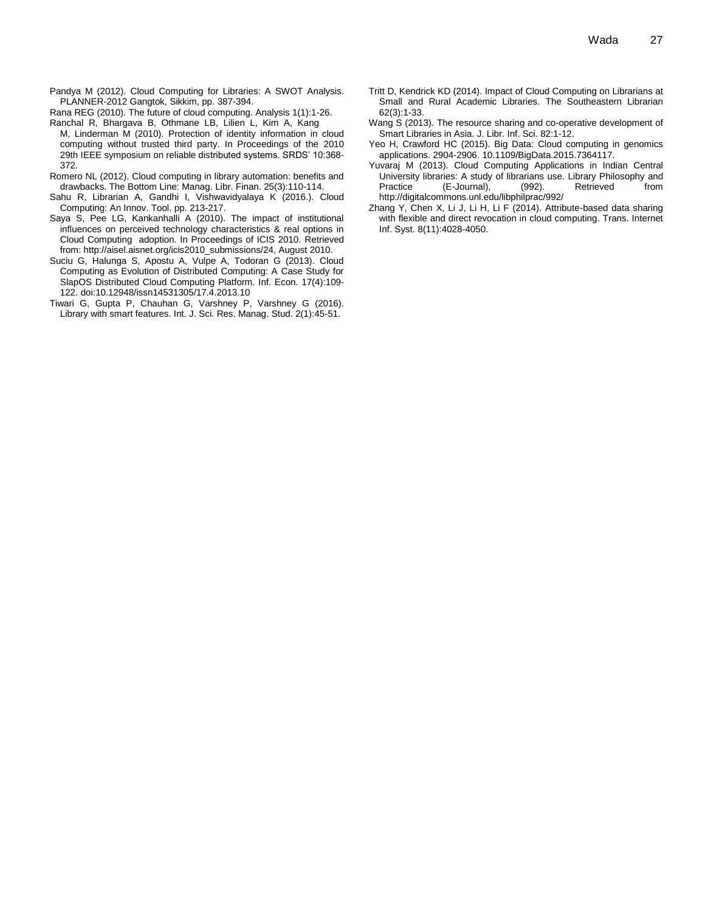Pandya M (2012). Cloud Computing for Libraries: A SWOT Analysis. PLANNER-2012 Gangtok, Sikkim, pp. 387-394.

Rana REG (2010). The future of cloud computing. Analysis 1(1):1-26.

Ranchal R, Bhargava B, Othmane LB, Lilien L, Kim A, Kang M, Linderman M (2010). Protection of identity information in cloud computing without trusted third party. In Proceedings of the 2010 29th IEEE symposium on reliable distributed systems. SRDS' 10:368-372.

Romero NL (2012). Cloud computing in library automation: benefits and drawbacks. The Bottom Line: Manag. Libr. Finan. 25(3):110-114.

Sahu R, Librarian A, Gandhi I, Vishwavidyalaya K (2016.). Cloud Computing: An Innov. Tool. pp. 213-217.

Saya S, Pee LG, Kankanhalli A (2010). The impact of institutional influences on perceived technology characteristics & real options in Cloud Computing adoption. In Proceedings of ICIS 2010. Retrieved from: http://aisel.aisnet.org/icis2010_submissions/24, August 2010.

Suciu G, Halunga S, Apostu A, Vulpe A, Todoran G (2013). Cloud Computing as Evolution of Distributed Computing: A Case Study for SlapOS Distributed Cloud Computing Platform. Inf. Econ. 17(4):109-122. doi:10.12948/issn14531305/17.4.2013.10

Tiwari G, Gupta P, Chauhan G, Varshney P, Varshney G (2016). Library with smart features. Int. J. Sci. Res. Manag. Stud. 2(1):45-51.

Tritt D, Kendrick KD (2014). Impact of Cloud Computing on Librarians at Small and Rural Academic Libraries. The Southeastern Librarian 62(3):1-33.

Wang S (2013). The resource sharing and co-operative development of Smart Libraries in Asia. J. Libr. Inf. Sci. 82:1-12.

Yeo H, Crawford HC (2015). Big Data: Cloud computing in genomics applications. 2904-2906. 10.1109/BigData.2015.7364117.

Yuvaraj M (2013). Cloud Computing Applications in Indian Central University libraries: A study of librarians use. Library Philosophy and Practice (E-Journal), (992). Retrieved from http://digitalcommons.unl.edu/libphilprac/992/

Zhang Y, Chen X, Li J, Li H, Li F (2014). Attribute-based data sharing with flexible and direct revocation in cloud computing. Trans. Internet Inf. Syst. 8(11):4028-4050.